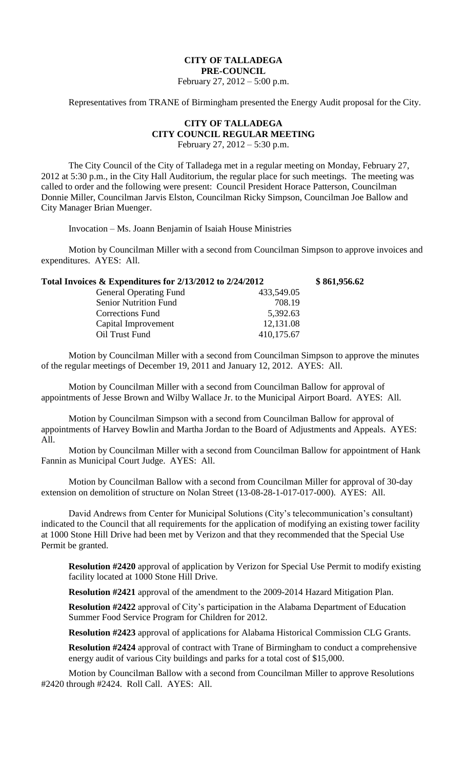# CITY OF TALLADEGA
## PRE-COUNCIL
February 27, 2012 – 5:00 p.m.

Representatives from TRANE of Birmingham presented the Energy Audit proposal for the City.

# CITY OF TALLADEGA
## CITY COUNCIL REGULAR MEETING
February 27, 2012 – 5:30 p.m.

The City Council of the City of Talladega met in a regular meeting on Monday, February 27, 2012 at 5:30 p.m., in the City Hall Auditorium, the regular place for such meetings. The meeting was called to order and the following were present: Council President Horace Patterson, Councilman Donnie Miller, Councilman Jarvis Elston, Councilman Ricky Simpson, Councilman Joe Ballow and City Manager Brian Muenger.

Invocation – Ms. Joann Benjamin of Isaiah House Ministries

Motion by Councilman Miller with a second from Councilman Simpson to approve invoices and expenditures. AYES: All.

| **Total Invoices & Expenditures for 2/13/2012 to 2/24/2012** | | **$ 861,956.62** |
|---|---|---|
| General Operating Fund | 433,549.05 | |
| Senior Nutrition Fund | 708.19 | |
| Corrections Fund | 5,392.63 | |
| Capital Improvement | 12,131.08 | |
| Oil Trust Fund | 410,175.67 | |

Motion by Councilman Miller with a second from Councilman Simpson to approve the minutes of the regular meetings of December 19, 2011 and January 12, 2012. AYES: All.

Motion by Councilman Miller with a second from Councilman Ballow for approval of appointments of Jesse Brown and Wilby Wallace Jr. to the Municipal Airport Board. AYES: All.

Motion by Councilman Simpson with a second from Councilman Ballow for approval of appointments of Harvey Bowlin and Martha Jordan to the Board of Adjustments and Appeals. AYES: All.

Motion by Councilman Miller with a second from Councilman Ballow for appointment of Hank Fannin as Municipal Court Judge. AYES: All.

Motion by Councilman Ballow with a second from Councilman Miller for approval of 30-day extension on demolition of structure on Nolan Street (13-08-28-1-017-017-000). AYES: All.

David Andrews from Center for Municipal Solutions (City's telecommunication's consultant) indicated to the Council that all requirements for the application of modifying an existing tower facility at 1000 Stone Hill Drive had been met by Verizon and that they recommended that the Special Use Permit be granted.

**Resolution #2420** approval of application by Verizon for Special Use Permit to modify existing facility located at 1000 Stone Hill Drive.

**Resolution #2421** approval of the amendment to the 2009-2014 Hazard Mitigation Plan.

**Resolution #2422** approval of City's participation in the Alabama Department of Education Summer Food Service Program for Children for 2012.

**Resolution #2423** approval of applications for Alabama Historical Commission CLG Grants.

**Resolution #2424** approval of contract with Trane of Birmingham to conduct a comprehensive energy audit of various City buildings and parks for a total cost of $15,000.

Motion by Councilman Ballow with a second from Councilman Miller to approve Resolutions #2420 through #2424. Roll Call. AYES: All.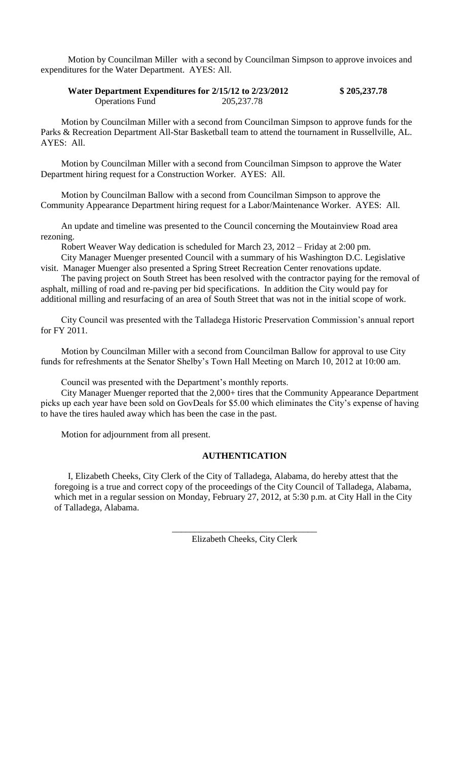Motion by Councilman Miller with a second by Councilman Simpson to approve invoices and expenditures for the Water Department. AYES: All.

| | | |
|---|---|---|
| **Water Department Expenditures for 2/15/12 to 2/23/2012** | | **$ 205,237.78** |
| Operations Fund | 205,237.78 | |

Motion by Councilman Miller with a second from Councilman Simpson to approve funds for the Parks & Recreation Department All-Star Basketball team to attend the tournament in Russellville, AL. AYES: All.

Motion by Councilman Miller with a second from Councilman Simpson to approve the Water Department hiring request for a Construction Worker. AYES: All.

Motion by Councilman Ballow with a second from Councilman Simpson to approve the Community Appearance Department hiring request for a Labor/Maintenance Worker. AYES: All.

An update and timeline was presented to the Council concerning the Moutainview Road area rezoning.

Robert Weaver Way dedication is scheduled for March 23, 2012 – Friday at 2:00 pm.

City Manager Muenger presented Council with a summary of his Washington D.C. Legislative visit. Manager Muenger also presented a Spring Street Recreation Center renovations update.

The paving project on South Street has been resolved with the contractor paying for the removal of asphalt, milling of road and re-paving per bid specifications. In addition the City would pay for additional milling and resurfacing of an area of South Street that was not in the initial scope of work.

City Council was presented with the Talladega Historic Preservation Commission's annual report for FY 2011.

Motion by Councilman Miller with a second from Councilman Ballow for approval to use City funds for refreshments at the Senator Shelby's Town Hall Meeting on March 10, 2012 at 10:00 am.

Council was presented with the Department's monthly reports.

City Manager Muenger reported that the 2,000+ tires that the Community Appearance Department picks up each year have been sold on GovDeals for $5.00 which eliminates the City's expense of having to have the tires hauled away which has been the case in the past.

Motion for adjournment from all present.

**AUTHENTICATION**

I, Elizabeth Cheeks, City Clerk of the City of Talladega, Alabama, do hereby attest that the foregoing is a true and correct copy of the proceedings of the City Council of Talladega, Alabama, which met in a regular session on Monday, February 27, 2012, at 5:30 p.m. at City Hall in the City of Talladega, Alabama.

\_\_\_\_\_\_\_\_\_\_\_\_\_\_\_\_\_\_\_\_\_\_\_\_\_\_\_\_\_\_\_\_

Elizabeth Cheeks, City Clerk